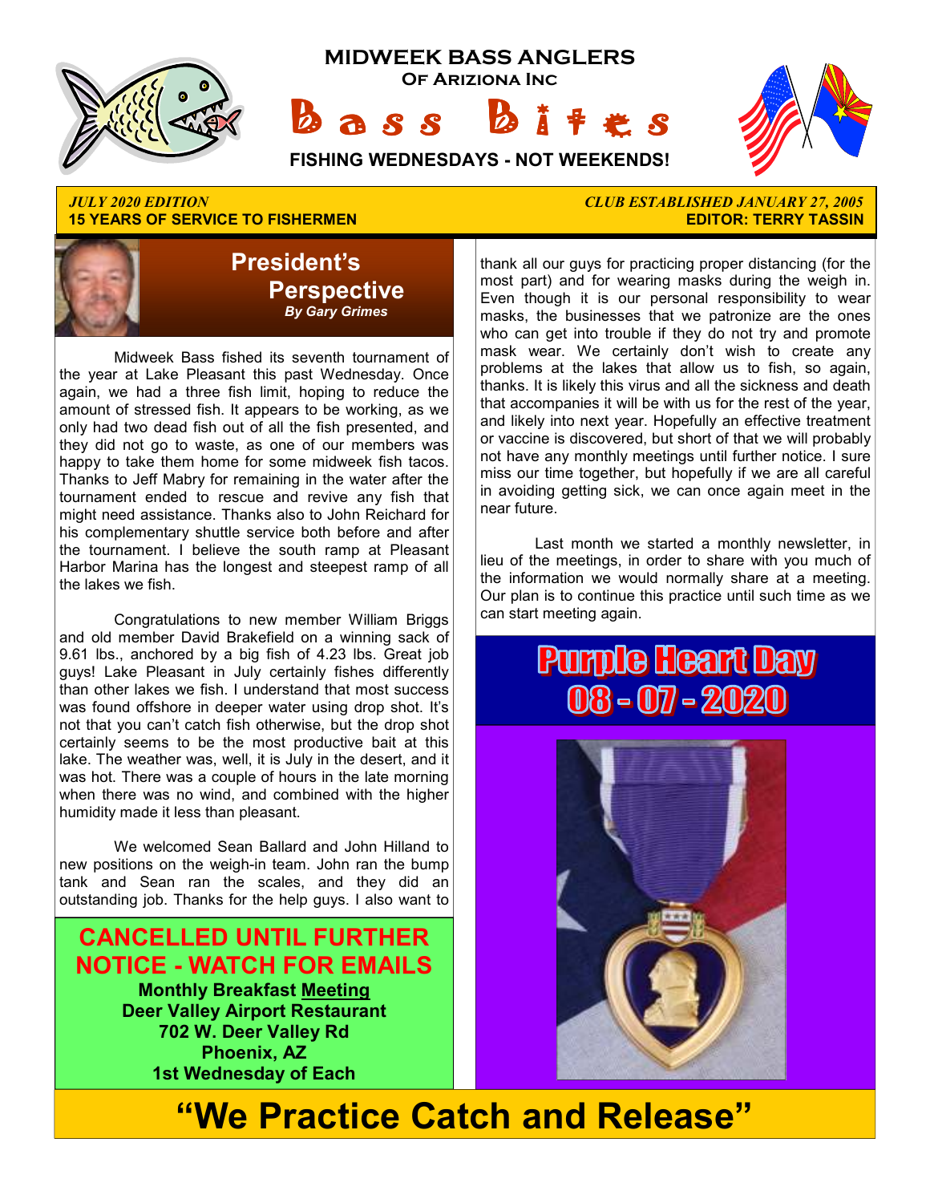# MIDWEEK BASS ANGLERS

**Of Ariziona Inc**

# Bass Bites

**FISHING WEDNESDAYS - NOT WEEKENDS!**

*JULY 2020 EDITION*
**15 YEARS OF SERVICE TO FISHERMEN**

*CLUB ESTABLISHED JANUARY 27, 2005*
**EDITOR: TERRY TASSIN**

## President's Perspective

***By Gary Grimes***

Midweek Bass fished its seventh tournament of the year at Lake Pleasant this past Wednesday. Once again, we had a three fish limit, hoping to reduce the amount of stressed fish. It appears to be working, as we only had two dead fish out of all the fish presented, and they did not go to waste, as one of our members was happy to take them home for some midweek fish tacos. Thanks to Jeff Mabry for remaining in the water after the tournament ended to rescue and revive any fish that might need assistance. Thanks also to John Reichard for his complementary shuttle service both before and after the tournament. I believe the south ramp at Pleasant Harbor Marina has the longest and steepest ramp of all the lakes we fish.

Congratulations to new member William Briggs and old member David Brakefield on a winning sack of 9.61 lbs., anchored by a big fish of 4.23 lbs. Great job guys! Lake Pleasant in July certainly fishes differently than other lakes we fish. I understand that most success was found offshore in deeper water using drop shot. It's not that you can't catch fish otherwise, but the drop shot certainly seems to be the most productive bait at this lake. The weather was, well, it is July in the desert, and it was hot. There was a couple of hours in the late morning when there was no wind, and combined with the higher humidity made it less than pleasant.

We welcomed Sean Ballard and John Hilland to new positions on the weigh-in team. John ran the bump tank and Sean ran the scales, and they did an outstanding job. Thanks for the help guys. I also want to thank all our guys for practicing proper distancing (for the most part) and for wearing masks during the weigh in. Even though it is our personal responsibility to wear masks, the businesses that we patronize are the ones who can get into trouble if they do not try and promote mask wear. We certainly don't wish to create any problems at the lakes that allow us to fish, so again, thanks. It is likely this virus and all the sickness and death that accompanies it will be with us for the rest of the year, and likely into next year. Hopefully an effective treatment or vaccine is discovered, but short of that we will probably not have any monthly meetings until further notice. I sure miss our time together, but hopefully if we are all careful in avoiding getting sick, we can once again meet in the near future.

Last month we started a monthly newsletter, in lieu of the meetings, in order to share with you much of the information we would normally share at a meeting. Our plan is to continue this practice until such time as we can start meeting again.

**CANCELLED UNTIL FURTHER NOTICE - WATCH FOR EMAILS**

**Monthly Breakfast Meeting**
**Deer Valley Airport Restaurant**
**702 W. Deer Valley Rd**
**Phoenix, AZ**
**1st Wednesday of Each**

## Purple Heart Day
## 08 - 07 - 2020

# "We Practice Catch and Release"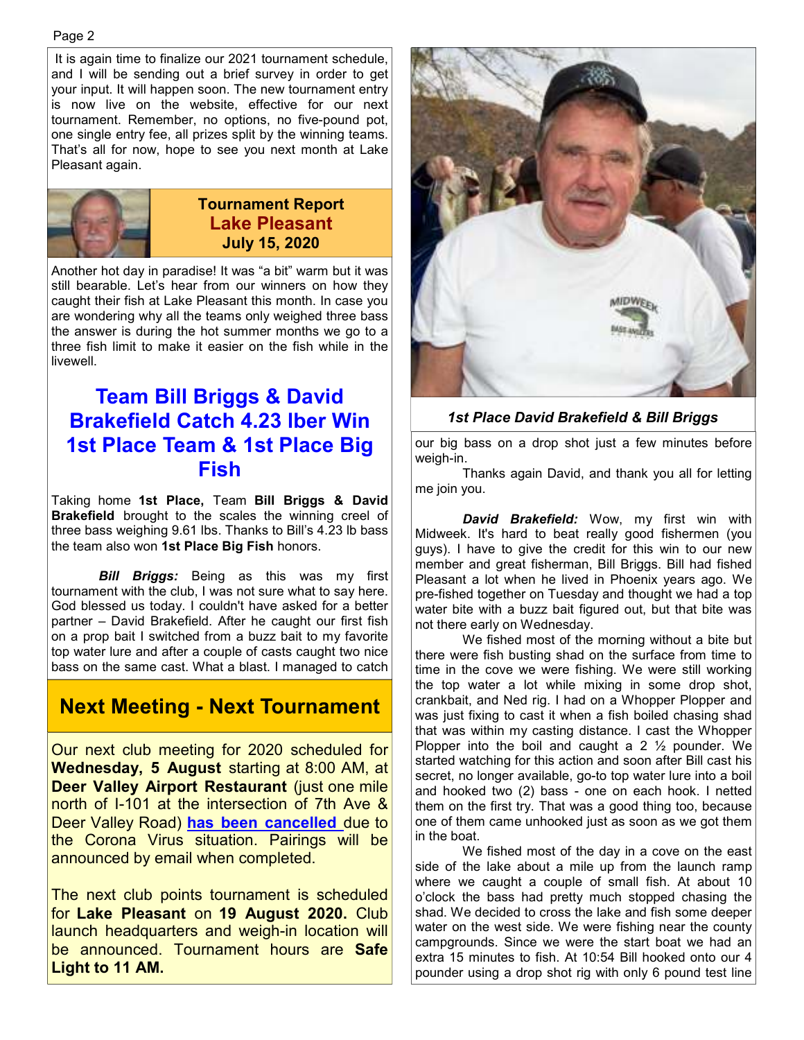It is again time to finalize our 2021 tournament schedule, and I will be sending out a brief survey in order to get your input. It will happen soon. The new tournament entry is now live on the website, effective for our next tournament. Remember, no options, no five-pound pot, one single entry fee, all prizes split by the winning teams. That's all for now, hope to see you next month at Lake Pleasant again.

**Tournament Report**
**Lake Pleasant**
**July 15, 2020**

Another hot day in paradise! It was "a bit" warm but it was still bearable. Let's hear from our winners on how they caught their fish at Lake Pleasant this month. In case you are wondering why all the teams only weighed three bass the answer is during the hot summer months we go to a three fish limit to make it easier on the fish while in the livewell.

## Team Bill Briggs & David Brakefield Catch 4.23 lber Win 1st Place Team & 1st Place Big Fish

Taking home **1st Place,** Team **Bill Briggs & David Brakefield** brought to the scales the winning creel of three bass weighing 9.61 lbs. Thanks to Bill's 4.23 lb bass the team also won **1st Place Big Fish** honors.

***Bill Briggs:*** Being as this was my first tournament with the club, I was not sure what to say here. God blessed us today. I couldn't have asked for a better partner – David Brakefield. After he caught our first fish on a prop bait I switched from a buzz bait to my favorite top water lure and after a couple of casts caught two nice bass on the same cast. What a blast. I managed to catch our big bass on a drop shot just a few minutes before weigh-in.

Thanks again David, and thank you all for letting me join you.

***David Brakefield:*** Wow, my first win with Midweek. It's hard to beat really good fishermen (you guys). I have to give the credit for this win to our new member and great fisherman, Bill Briggs. Bill had fished Pleasant a lot when he lived in Phoenix years ago. We pre-fished together on Tuesday and thought we had a top water bite with a buzz bait figured out, but that bite was not there early on Wednesday.

We fished most of the morning without a bite but there were fish busting shad on the surface from time to time in the cove we were fishing. We were still working the top water a lot while mixing in some drop shot, crankbait, and Ned rig. I had on a Whopper Plopper and was just fixing to cast it when a fish boiled chasing shad that was within my casting distance. I cast the Whopper Plopper into the boil and caught a 2 ½ pounder. We started watching for this action and soon after Bill cast his secret, no longer available, go-to top water lure into a boil and hooked two (2) bass - one on each hook. I netted them on the first try. That was a good thing too, because one of them came unhooked just as soon as we got them in the boat.

We fished most of the day in a cove on the east side of the lake about a mile up from the launch ramp where we caught a couple of small fish. At about 10 o'clock the bass had pretty much stopped chasing the shad. We decided to cross the lake and fish some deeper water on the west side. We were fishing near the county campgrounds. Since we were the start boat we had an extra 15 minutes to fish. At 10:54 Bill hooked onto our 4 pounder using a drop shot rig with only 6 pound test line

*1st Place David Brakefield & Bill Briggs*

## Next Meeting - Next Tournament

Our next club meeting for 2020 scheduled for **Wednesday, 5 August** starting at 8:00 AM, at **Deer Valley Airport Restaurant** (just one mile north of I-101 at the intersection of 7th Ave & Deer Valley Road) **has been cancelled** due to the Corona Virus situation. Pairings will be announced by email when completed.

The next club points tournament is scheduled for **Lake Pleasant** on **19 August 2020.** Club launch headquarters and weigh-in location will be announced. Tournament hours are **Safe Light to 11 AM.**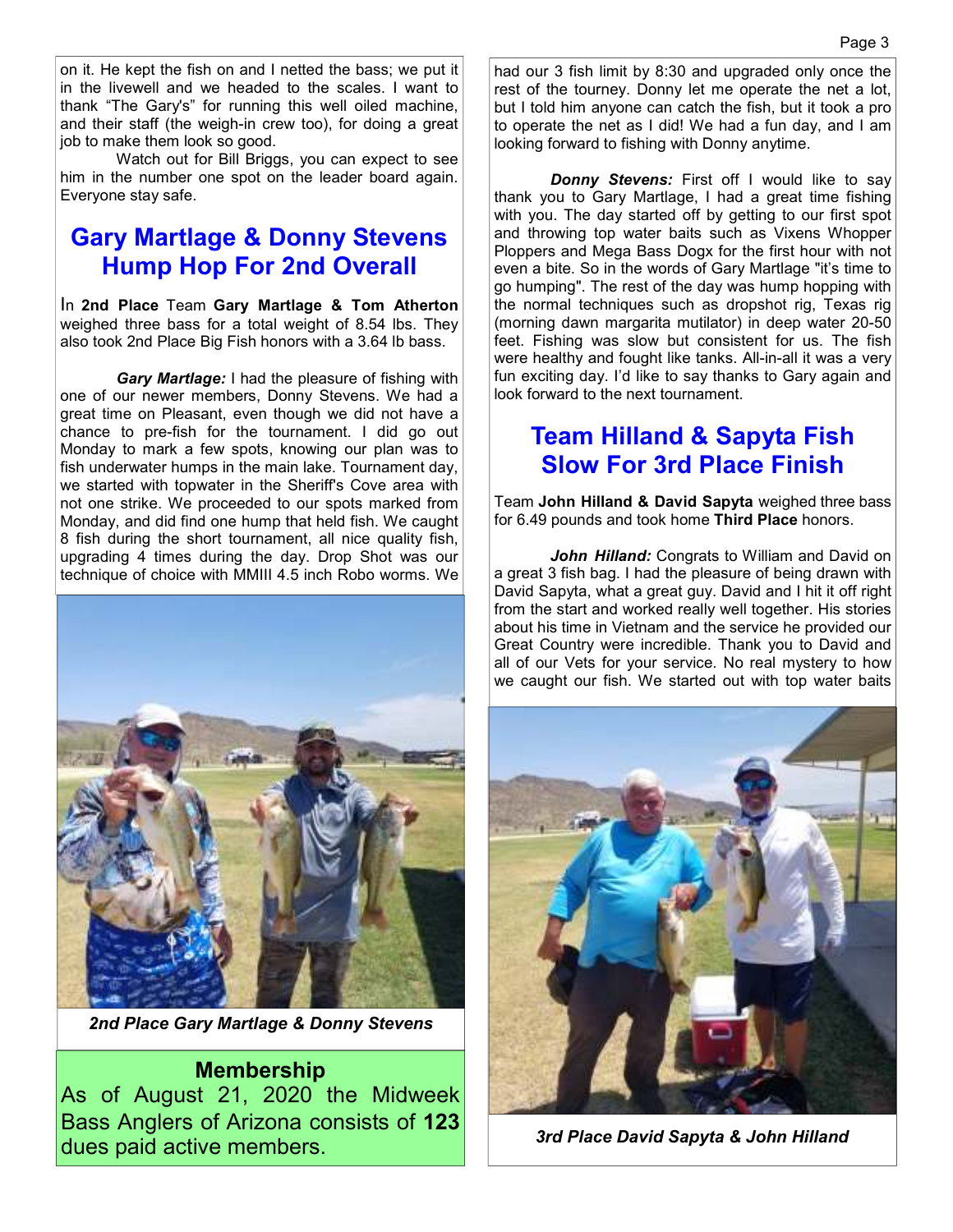on it. He kept the fish on and I netted the bass; we put it in the livewell and we headed to the scales. I want to thank "The Gary's" for running this well oiled machine, and their staff (the weigh-in crew too), for doing a great job to make them look so good.

Watch out for Bill Briggs, you can expect to see him in the number one spot on the leader board again. Everyone stay safe.

## Gary Martlage & Donny Stevens Hump Hop For 2nd Overall

In **2nd Place** Team **Gary Martlage & Tom Atherton** weighed three bass for a total weight of 8.54 lbs. They also took 2nd Place Big Fish honors with a 3.64 lb bass.

***Gary Martlage:*** I had the pleasure of fishing with one of our newer members, Donny Stevens. We had a great time on Pleasant, even though we did not have a chance to pre-fish for the tournament. I did go out Monday to mark a few spots, knowing our plan was to fish underwater humps in the main lake. Tournament day, we started with topwater in the Sheriff's Cove area with not one strike. We proceeded to our spots marked from Monday, and did find one hump that held fish. We caught 8 fish during the short tournament, all nice quality fish, upgrading 4 times during the day. Drop Shot was our technique of choice with MMIII 4.5 inch Robo worms. We had our 3 fish limit by 8:30 and upgraded only once the rest of the tourney. Donny let me operate the net a lot, but I told him anyone can catch the fish, but it took a pro to operate the net as I did! We had a fun day, and I am looking forward to fishing with Donny anytime.

***Donny Stevens:*** First off I would like to say thank you to Gary Martlage, I had a great time fishing with you. The day started off by getting to our first spot and throwing top water baits such as Vixens Whopper Ploppers and Mega Bass Dogx for the first hour with not even a bite. So in the words of Gary Martlage "it's time to go humping". The rest of the day was hump hopping with the normal techniques such as dropshot rig, Texas rig (morning dawn margarita mutilator) in deep water 20-50 feet. Fishing was slow but consistent for us. The fish were healthy and fought like tanks. All-in-all it was a very fun exciting day. I'd like to say thanks to Gary again and look forward to the next tournament.

*2nd Place Gary Martlage & Donny Stevens*

## Membership

As of August 21, 2020 the Midweek Bass Anglers of Arizona consists of **123** dues paid active members.

## Team Hilland & Sapyta Fish Slow For 3rd Place Finish

Team **John Hilland & David Sapyta** weighed three bass for 6.49 pounds and took home **Third Place** honors.

***John Hilland:*** Congrats to William and David on a great 3 fish bag. I had the pleasure of being drawn with David Sapyta, what a great guy. David and I hit it off right from the start and worked really well together. His stories about his time in Vietnam and the service he provided our Great Country were incredible. Thank you to David and all of our Vets for your service. No real mystery to how we caught our fish. We started out with top water baits

*3rd Place David Sapyta & John Hilland*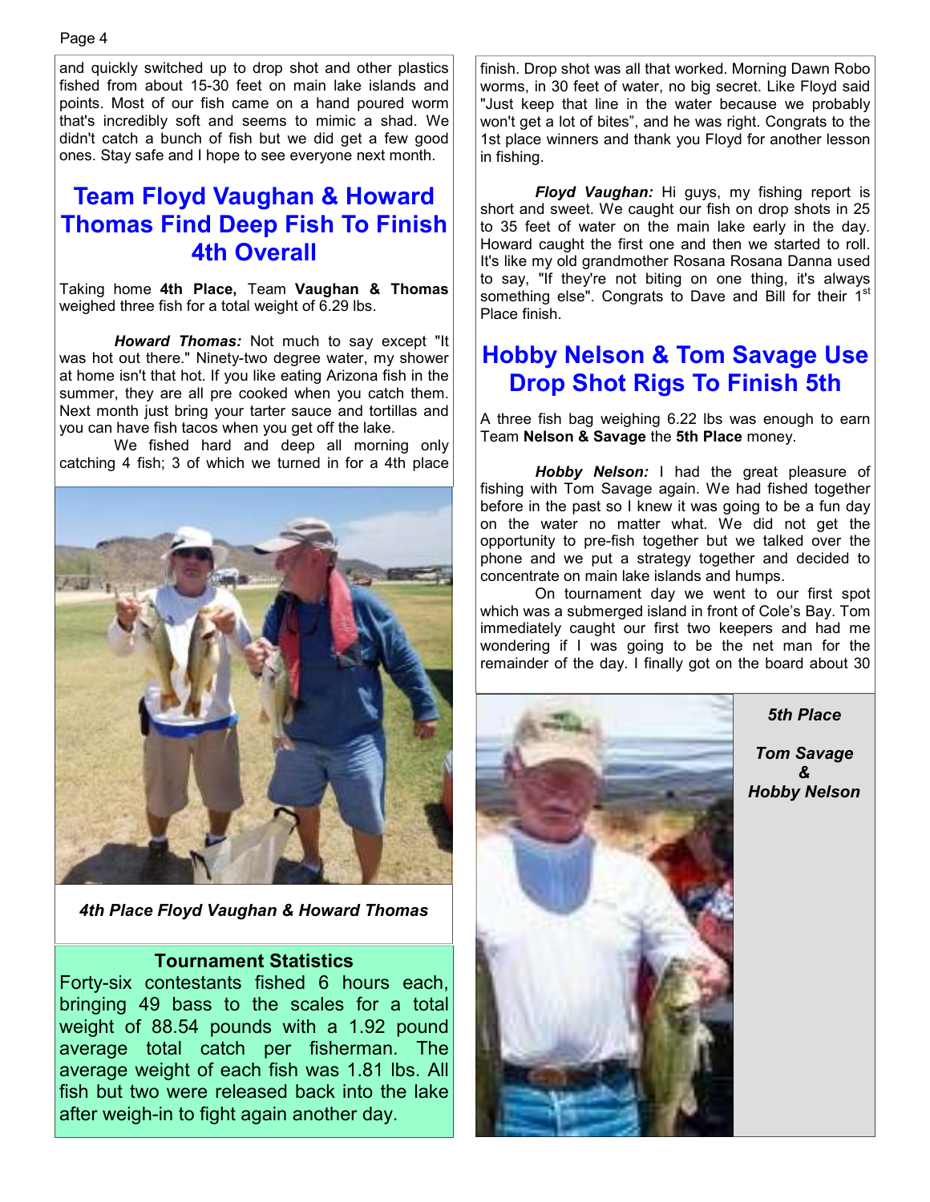and quickly switched up to drop shot and other plastics fished from about 15-30 feet on main lake islands and points. Most of our fish came on a hand poured worm that's incredibly soft and seems to mimic a shad. We didn't catch a bunch of fish but we did get a few good ones. Stay safe and I hope to see everyone next month.

## Team Floyd Vaughan & Howard Thomas Find Deep Fish To Finish 4th Overall

Taking home **4th Place,** Team **Vaughan & Thomas** weighed three fish for a total weight of 6.29 lbs.

***Howard Thomas:*** Not much to say except "It was hot out there." Ninety-two degree water, my shower at home isn't that hot. If you like eating Arizona fish in the summer, they are all pre cooked when you catch them. Next month just bring your tarter sauce and tortillas and you can have fish tacos when you get off the lake.

We fished hard and deep all morning only catching 4 fish; 3 of which we turned in for a 4th place finish. Drop shot was all that worked. Morning Dawn Robo worms, in 30 feet of water, no big secret. Like Floyd said "Just keep that line in the water because we probably won't get a lot of bites", and he was right. Congrats to the 1st place winners and thank you Floyd for another lesson in fishing.

***Floyd Vaughan:*** Hi guys, my fishing report is short and sweet. We caught our fish on drop shots in 25 to 35 feet of water on the main lake early in the day. Howard caught the first one and then we started to roll. It's like my old grandmother Rosana Rosana Danna used to say, "If they're not biting on one thing, it's always something else". Congrats to Dave and Bill for their 1st Place finish.

*4th Place Floyd Vaughan & Howard Thomas*

**Tournament Statistics**

Forty-six contestants fished 6 hours each, bringing 49 bass to the scales for a total weight of 88.54 pounds with a 1.92 pound average total catch per fisherman. The average weight of each fish was 1.81 lbs. All fish but two were released back into the lake after weigh-in to fight again another day.

## Hobby Nelson & Tom Savage Use Drop Shot Rigs To Finish 5th

A three fish bag weighing 6.22 lbs was enough to earn Team **Nelson & Savage** the **5th Place** money.

***Hobby Nelson:*** I had the great pleasure of fishing with Tom Savage again. We had fished together before in the past so I knew it was going to be a fun day on the water no matter what. We did not get the opportunity to pre-fish together but we talked over the phone and we put a strategy together and decided to concentrate on main lake islands and humps.

On tournament day we went to our first spot which was a submerged island in front of Cole's Bay. Tom immediately caught our first two keepers and had me wondering if I was going to be the net man for the remainder of the day. I finally got on the board about 30

*5th Place*

*Tom Savage & Hobby Nelson*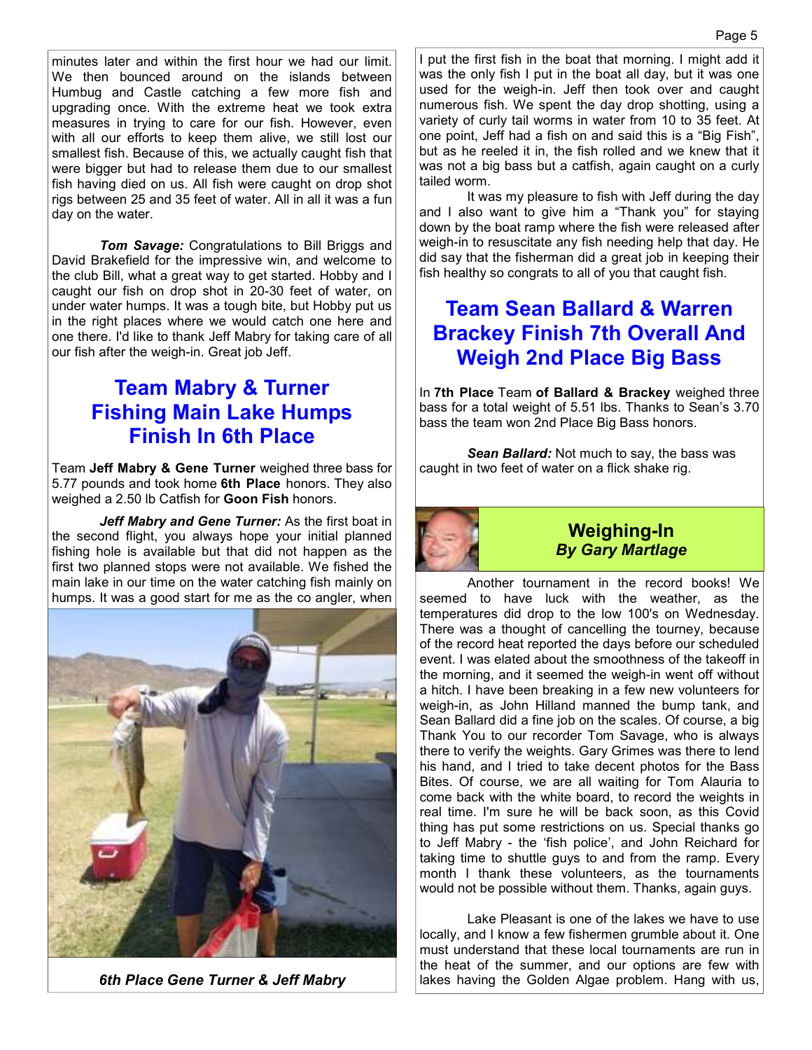minutes later and within the first hour we had our limit. We then bounced around on the islands between Humbug and Castle catching a few more fish and upgrading once. With the extreme heat we took extra measures in trying to care for our fish. However, even with all our efforts to keep them alive, we still lost our smallest fish. Because of this, we actually caught fish that were bigger but had to release them due to our smallest fish having died on us. All fish were caught on drop shot rigs between 25 and 35 feet of water. All in all it was a fun day on the water.

***Tom Savage:*** Congratulations to Bill Briggs and David Brakefield for the impressive win, and welcome to the club Bill, what a great way to get started. Hobby and I caught our fish on drop shot in 20-30 feet of water, on under water humps. It was a tough bite, but Hobby put us in the right places where we would catch one here and one there. I'd like to thank Jeff Mabry for taking care of all our fish after the weigh-in. Great job Jeff.

## Team Mabry & Turner Fishing Main Lake Humps Finish In 6th Place

Team **Jeff Mabry & Gene Turner** weighed three bass for 5.77 pounds and took home **6th Place** honors. They also weighed a 2.50 lb Catfish for **Goon Fish** honors.

***Jeff Mabry and Gene Turner:*** As the first boat in the second flight, you always hope your initial planned fishing hole is available but that did not happen as the first two planned stops were not available. We fished the main lake in our time on the water catching fish mainly on humps. It was a good start for me as the co angler, when I put the first fish in the boat that morning. I might add it was the only fish I put in the boat all day, but it was one used for the weigh-in. Jeff then took over and caught numerous fish. We spent the day drop shotting, using a variety of curly tail worms in water from 10 to 35 feet. At one point, Jeff had a fish on and said this is a "Big Fish", but as he reeled it in, the fish rolled and we knew that it was not a big bass but a catfish, again caught on a curly tailed worm.

It was my pleasure to fish with Jeff during the day and I also want to give him a "Thank you" for staying down by the boat ramp where the fish were released after weigh-in to resuscitate any fish needing help that day. He did say that the fisherman did a great job in keeping their fish healthy so congrats to all of you that caught fish.

*6th Place Gene Turner & Jeff Mabry*

## Team Sean Ballard & Warren Brackey Finish 7th Overall And Weigh 2nd Place Big Bass

In **7th Place** Team **of Ballard & Brackey** weighed three bass for a total weight of 5.51 lbs. Thanks to Sean's 3.70 bass the team won 2nd Place Big Bass honors.

***Sean Ballard:*** Not much to say, the bass was caught in two feet of water on a flick shake rig.

## Weighing-In
***By Gary Martlage***

Another tournament in the record books! We seemed to have luck with the weather, as the temperatures did drop to the low 100's on Wednesday. There was a thought of cancelling the tourney, because of the record heat reported the days before our scheduled event. I was elated about the smoothness of the takeoff in the morning, and it seemed the weigh-in went off without a hitch. I have been breaking in a few new volunteers for weigh-in, as John Hilland manned the bump tank, and Sean Ballard did a fine job on the scales. Of course, a big Thank You to our recorder Tom Savage, who is always there to verify the weights. Gary Grimes was there to lend his hand, and I tried to take decent photos for the Bass Bites. Of course, we are all waiting for Tom Alauria to come back with the white board, to record the weights in real time. I'm sure he will be back soon, as this Covid thing has put some restrictions on us. Special thanks go to Jeff Mabry - the 'fish police', and John Reichard for taking time to shuttle guys to and from the ramp. Every month I thank these volunteers, as the tournaments would not be possible without them. Thanks, again guys.

Lake Pleasant is one of the lakes we have to use locally, and I know a few fishermen grumble about it. One must understand that these local tournaments are run in the heat of the summer, and our options are few with lakes having the Golden Algae problem. Hang with us,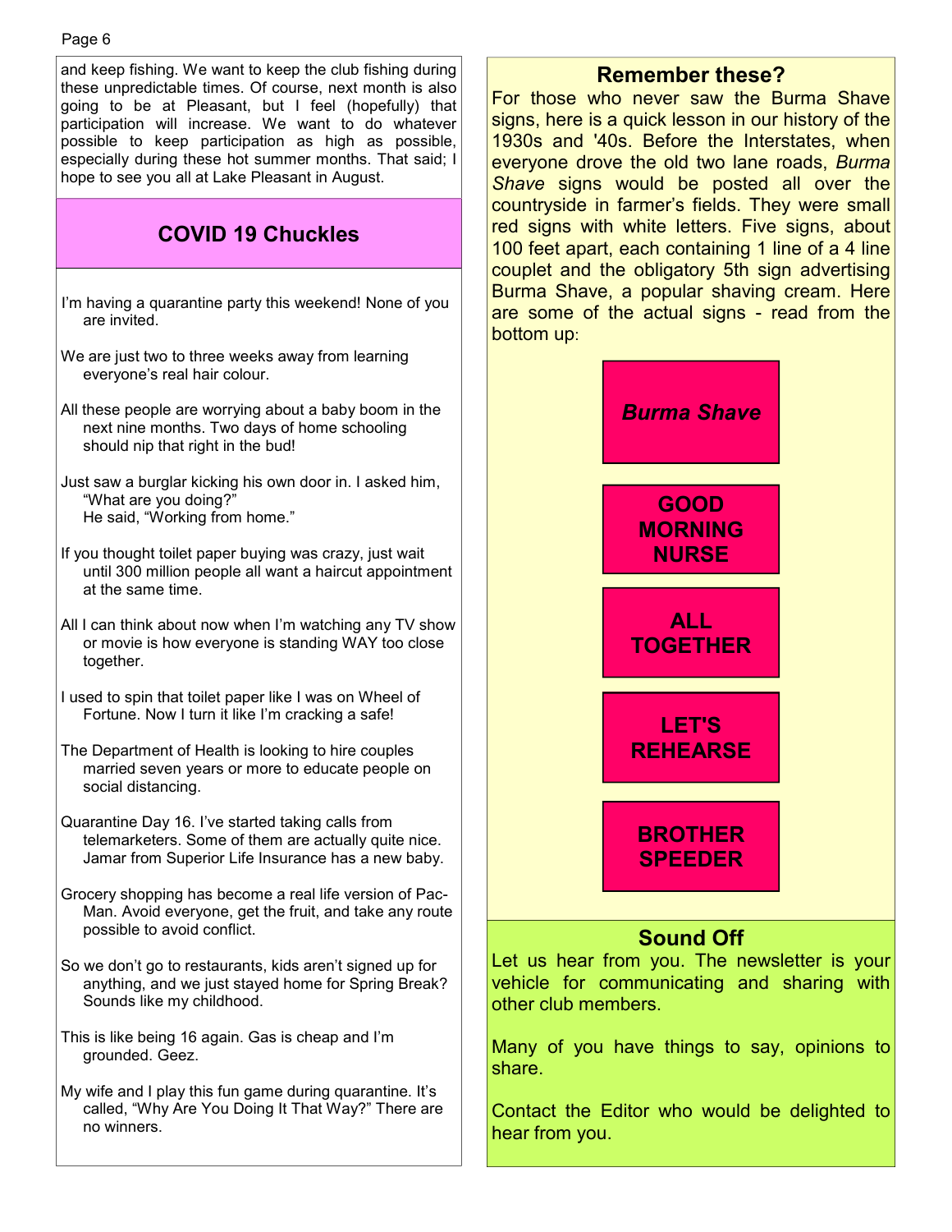and keep fishing. We want to keep the club fishing during these unpredictable times. Of course, next month is also going to be at Pleasant, but I feel (hopefully) that participation will increase. We want to do whatever possible to keep participation as high as possible, especially during these hot summer months. That said; I hope to see you all at Lake Pleasant in August.

## COVID 19 Chuckles

I'm having a quarantine party this weekend! None of you are invited.

We are just two to three weeks away from learning everyone's real hair colour.

All these people are worrying about a baby boom in the next nine months. Two days of home schooling should nip that right in the bud!

Just saw a burglar kicking his own door in. I asked him, "What are you doing?"
He said, "Working from home."

If you thought toilet paper buying was crazy, just wait until 300 million people all want a haircut appointment at the same time.

All I can think about now when I'm watching any TV show or movie is how everyone is standing WAY too close together.

I used to spin that toilet paper like I was on Wheel of Fortune. Now I turn it like I'm cracking a safe!

The Department of Health is looking to hire couples married seven years or more to educate people on social distancing.

Quarantine Day 16. I've started taking calls from telemarketers. Some of them are actually quite nice. Jamar from Superior Life Insurance has a new baby.

Grocery shopping has become a real life version of Pac-Man. Avoid everyone, get the fruit, and take any route possible to avoid conflict.

So we don't go to restaurants, kids aren't signed up for anything, and we just stayed home for Spring Break? Sounds like my childhood.

This is like being 16 again. Gas is cheap and I'm grounded. Geez.

My wife and I play this fun game during quarantine. It's called, "Why Are You Doing It That Way?" There are no winners.

## Remember these?

For those who never saw the Burma Shave signs, here is a quick lesson in our history of the 1930s and '40s. Before the Interstates, when everyone drove the old two lane roads, *Burma Shave* signs would be posted all over the countryside in farmer's fields. They were small red signs with white letters. Five signs, about 100 feet apart, each containing 1 line of a 4 line couplet and the obligatory 5th sign advertising Burma Shave, a popular shaving cream. Here are some of the actual signs - read from the bottom up:

***Burma Shave***

**GOOD MORNING NURSE**

**ALL TOGETHER**

**LET'S REHEARSE**

**BROTHER SPEEDER**

## Sound Off

Let us hear from you. The newsletter is your vehicle for communicating and sharing with other club members.

Many of you have things to say, opinions to share.

Contact the Editor who would be delighted to hear from you.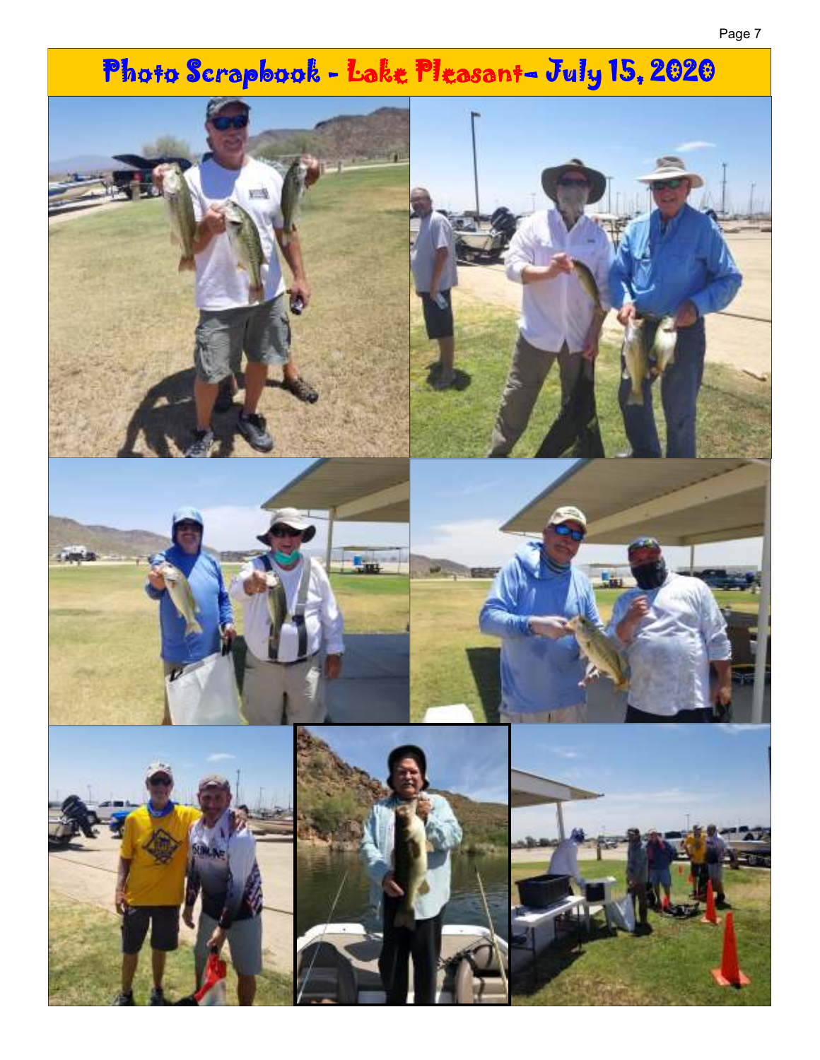# Photo Scrapbook - Lake Pleasant– July 15, 2020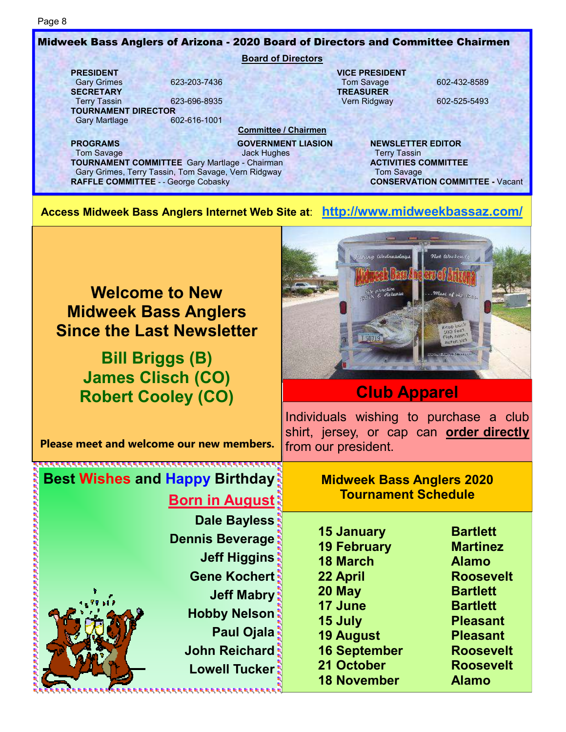## Midweek Bass Anglers of Arizona - 2020 Board of Directors and Committee Chairmen

### Board of Directors

**PRESIDENT**
Gary Grimes 623-203-7436

**VICE PRESIDENT**
Tom Savage 602-432-8589

**SECRETARY**
Terry Tassin 623-696-8935

**TREASURER**
Vern Ridgway 602-525-5493

**TOURNAMENT DIRECTOR**
Gary Martlage 602-616-1001

### Committee / Chairmen

**PROGRAMS**
Tom Savage

**GOVERNMENT LIASION**
Jack Hughes

**NEWSLETTER EDITOR**
Terry Tassin

**TOURNAMENT COMMITTEE** Gary Martlage - Chairman
Gary Grimes, Terry Tassin, Tom Savage, Vern Ridgway

**ACTIVITIES COMMITTEE**
Tom Savage

**RAFFLE COMMITTEE** - - George Cobasky

**CONSERVATION COMMITTEE** - Vacant

**Access Midweek Bass Anglers Internet Web Site at**: http://www.midweekbassaz.com/

## Welcome to New Midweek Bass Anglers Since the Last Newsletter

**Bill Briggs (B)**
**James Clisch (CO)**
**Robert Cooley (CO)**

**Please meet and welcome our new members.**

## Club Apparel

Individuals wishing to purchase a club shirt, jersey, or cap can **order directly** from our president.

## Best Wishes and Happy Birthday

**Born in August**

- Dale Bayless
- Dennis Beverage
- Jeff Higgins
- Gene Kochert
- Jeff Mabry
- Hobby Nelson
- Paul Ojala
- John Reichard
- Lowell Tucker

## Midweek Bass Anglers 2020 Tournament Schedule

| | |
|---|---|
| 15 January | Bartlett |
| 19 February | Martinez |
| 18 March | Alamo |
| 22 April | Roosevelt |
| 20 May | Bartlett |
| 17 June | Bartlett |
| 15 July | Pleasant |
| 19 August | Pleasant |
| 16 September | Roosevelt |
| 21 October | Roosevelt |
| 18 November | Alamo |